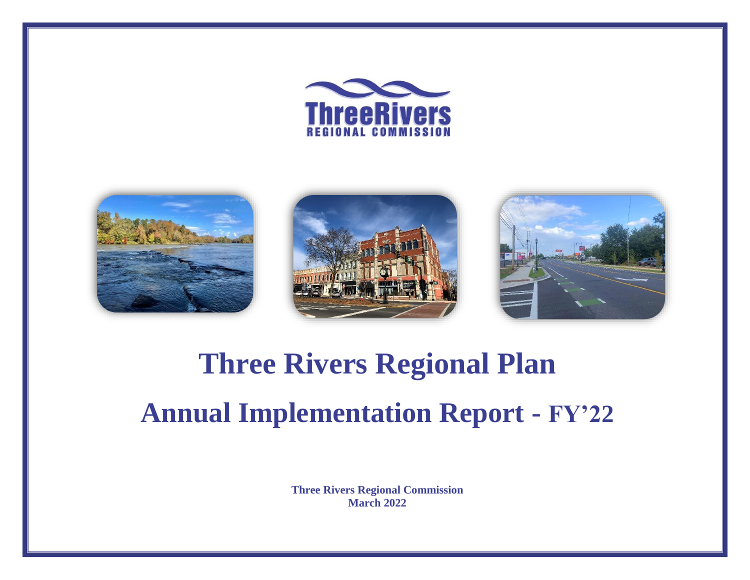# Three Rivers Regional Plan

## Annual Implementation Report - FY'22

**Three Rivers Regional Commission**
**March 2022**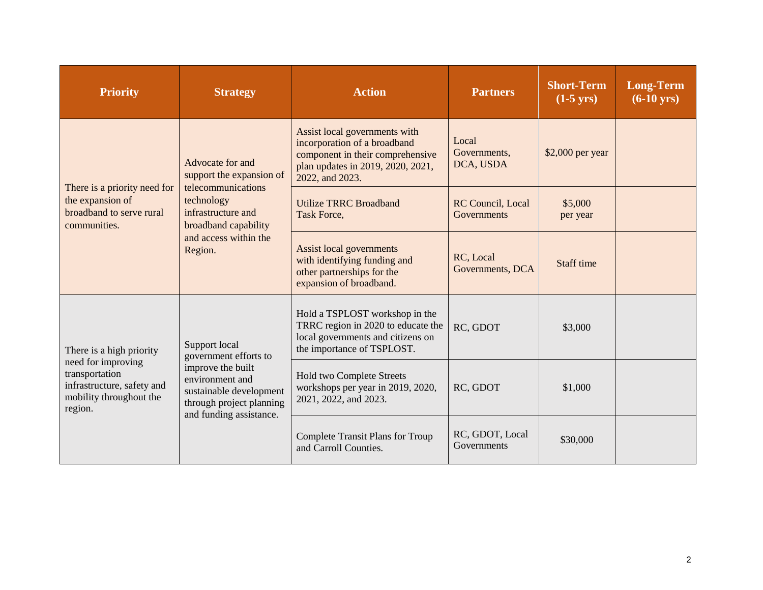| Priority | Strategy | Action | Partners | Short-Term (1-5 yrs) | Long-Term (6-10 yrs) |
|---|---|---|---|---|---|
| There is a priority need for the expansion of broadband to serve rural communities. | Advocate for and support the expansion of telecommunications technology infrastructure and broadband capability and access within the Region. | Assist local governments with incorporation of a broadband component in their comprehensive plan updates in 2019, 2020, 2021, 2022, and 2023. | Local Governments, DCA, USDA | $2,000 per year | |
| | | Utilize TRRC Broadband Task Force, | RC Council, Local Governments | $5,000 per year | |
| | | Assist local governments with identifying funding and other partnerships for the expansion of broadband. | RC, Local Governments, DCA | Staff time | |
| There is a high priority need for improving transportation infrastructure, safety and mobility throughout the region. | Support local government efforts to improve the built environment and sustainable development through project planning and funding assistance. | Hold a TSPLOST workshop in the TRRC region in 2020 to educate the local governments and citizens on the importance of TSPLOST. | RC, GDOT | $3,000 | |
| | | Hold two Complete Streets workshops per year in 2019, 2020, 2021, 2022, and 2023. | RC, GDOT | $1,000 | |
| | | Complete Transit Plans for Troup and Carroll Counties. | RC, GDOT, Local Governments | $30,000 | |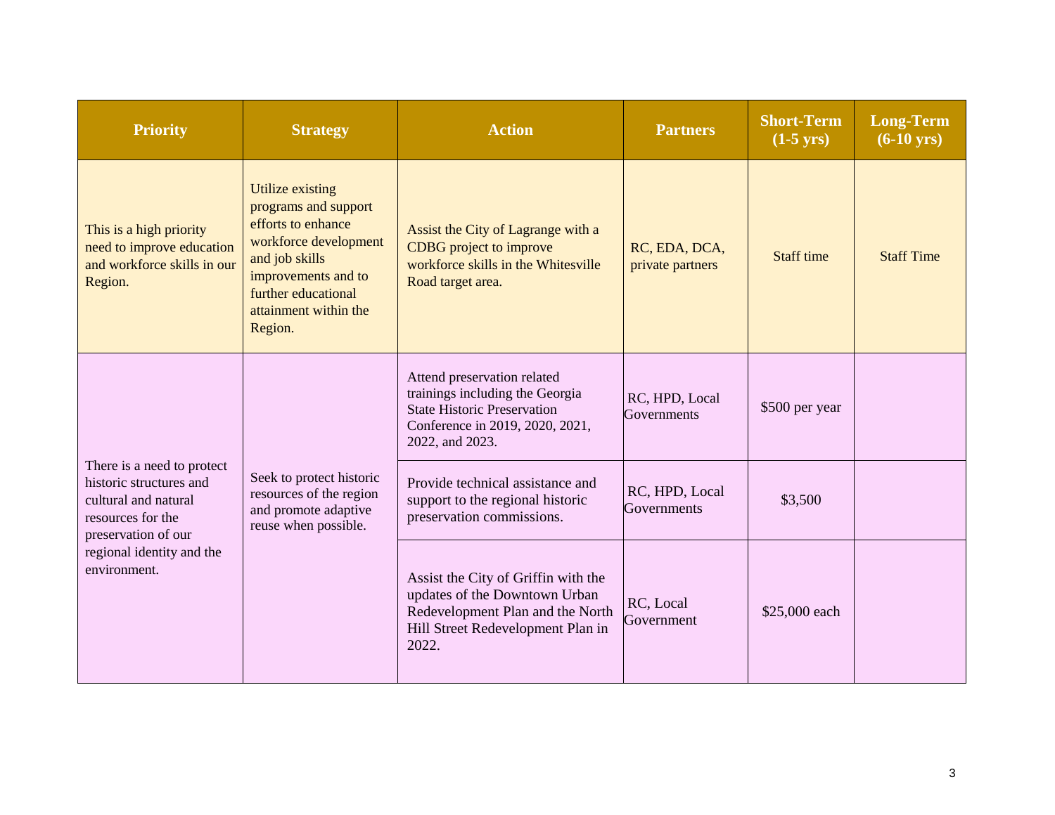| Priority | Strategy | Action | Partners | Short-Term (1-5 yrs) | Long-Term (6-10 yrs) |
|---|---|---|---|---|---|
| This is a high priority need to improve education and workforce skills in our Region. | Utilize existing programs and support efforts to enhance workforce development and job skills improvements and to further educational attainment within the Region. | Assist the City of Lagrange with a CDBG project to improve workforce skills in the Whitesville Road target area. | RC, EDA, DCA, private partners | Staff time | Staff Time |
| There is a need to protect historic structures and cultural and natural resources for the preservation of our regional identity and the environment. | Seek to protect historic resources of the region and promote adaptive reuse when possible. | Attend preservation related trainings including the Georgia State Historic Preservation Conference in 2019, 2020, 2021, 2022, and 2023. | RC, HPD, Local Governments | $500 per year | |
| | | Provide technical assistance and support to the regional historic preservation commissions. | RC, HPD, Local Governments | $3,500 | |
| | | Assist the City of Griffin with the updates of the Downtown Urban Redevelopment Plan and the North Hill Street Redevelopment Plan in 2022. | RC, Local Government | $25,000 each | |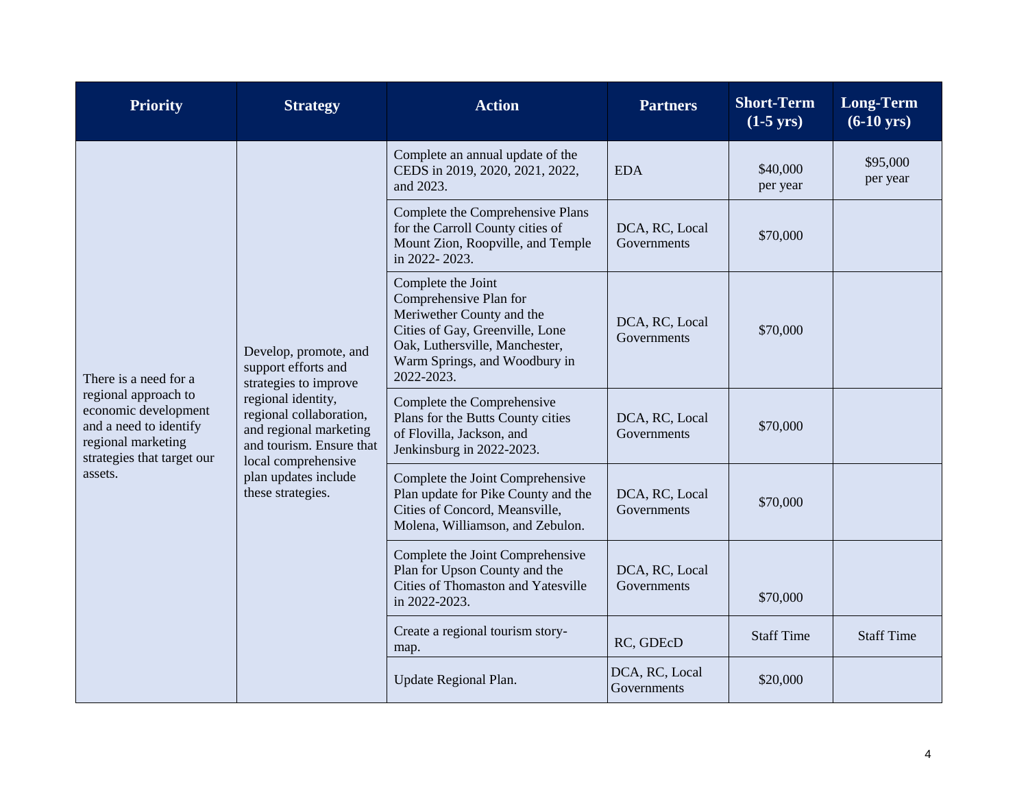| Priority | Strategy | Action | Partners | Short-Term (1-5 yrs) | Long-Term (6-10 yrs) |
|---|---|---|---|---|---|
| There is a need for a regional approach to economic development and a need to identify regional marketing strategies that target our assets. | Develop, promote, and support efforts and strategies to improve regional identity, regional collaboration, and regional marketing and tourism. Ensure that local comprehensive plan updates include these strategies. | Complete an annual update of the CEDS in 2019, 2020, 2021, 2022, and 2023. | EDA | $40,000 per year | $95,000 per year |
| | | Complete the Comprehensive Plans for the Carroll County cities of Mount Zion, Roopville, and Temple in 2022- 2023. | DCA, RC, Local Governments | $70,000 | |
| | | Complete the Joint Comprehensive Plan for Meriwether County and the Cities of Gay, Greenville, Lone Oak, Luthersville, Manchester, Warm Springs, and Woodbury in 2022-2023. | DCA, RC, Local Governments | $70,000 | |
| | | Complete the Comprehensive Plans for the Butts County cities of Flovilla, Jackson, and Jenkinsburg in 2022-2023. | DCA, RC, Local Governments | $70,000 | |
| | | Complete the Joint Comprehensive Plan update for Pike County and the Cities of Concord, Meansville, Molena, Williamson, and Zebulon. | DCA, RC, Local Governments | $70,000 | |
| | | Complete the Joint Comprehensive Plan for Upson County and the Cities of Thomaston and Yatesville in 2022-2023. | DCA, RC, Local Governments | $70,000 | |
| | | Create a regional tourism story-map. | RC, GDEcD | Staff Time | Staff Time |
| | | Update Regional Plan. | DCA, RC, Local Governments | $20,000 | |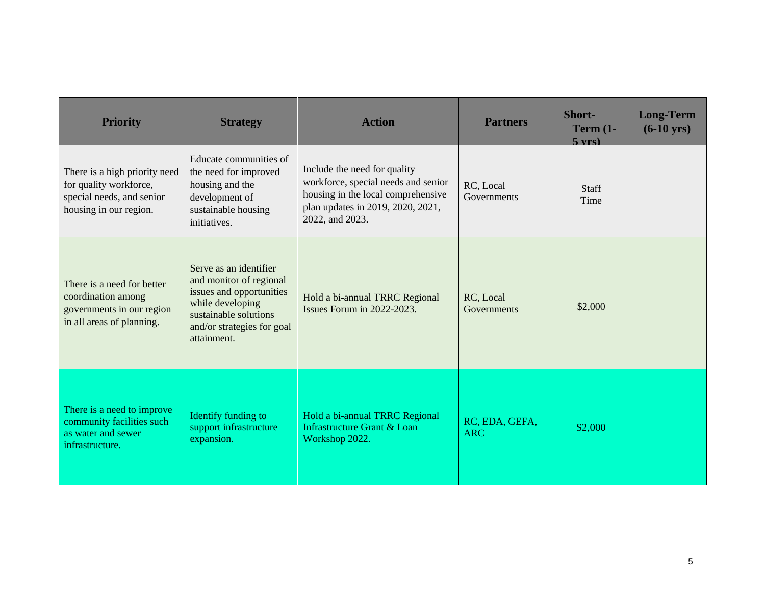| Priority | Strategy | Action | Partners | Short-Term (1-5 yrs) | Long-Term (6-10 yrs) |
|---|---|---|---|---|---|
| There is a high priority need for quality workforce, special needs, and senior housing in our region. | Educate communities of the need for improved housing and the development of sustainable housing initiatives. | Include the need for quality workforce, special needs and senior housing in the local comprehensive plan updates in 2019, 2020, 2021, 2022, and 2023. | RC, Local Governments | Staff Time | |
| There is a need for better coordination among governments in our region in all areas of planning. | Serve as an identifier and monitor of regional issues and opportunities while developing sustainable solutions and/or strategies for goal attainment. | Hold a bi-annual TRRC Regional Issues Forum in 2022-2023. | RC, Local Governments | $2,000 | |
| There is a need to improve community facilities such as water and sewer infrastructure. | Identify funding to support infrastructure expansion. | Hold a bi-annual TRRC Regional Infrastructure Grant & Loan Workshop 2022. | RC, EDA, GEFA, ARC | $2,000 | |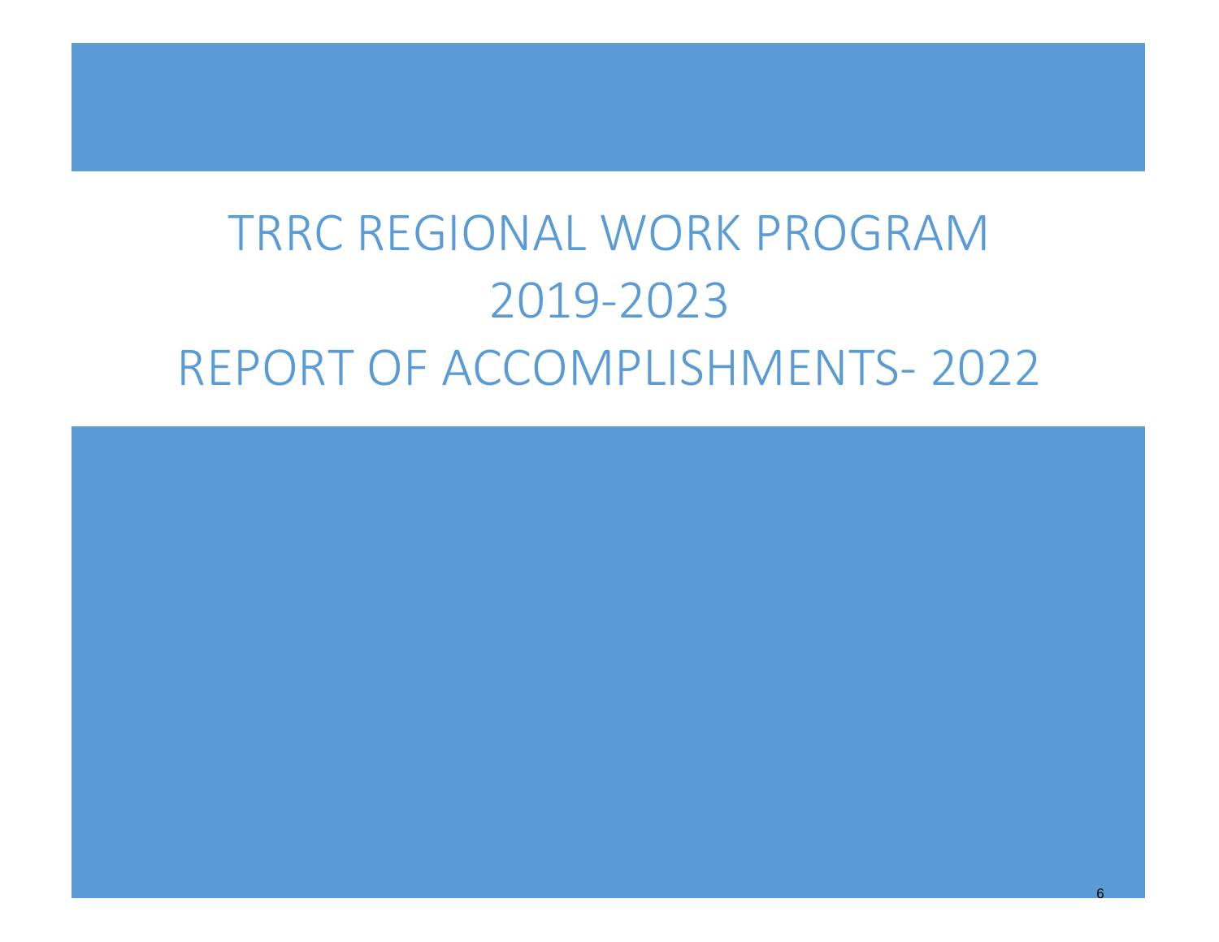# TRRC REGIONAL WORK PROGRAM 2019-2023 REPORT OF ACCOMPLISHMENTS- 2022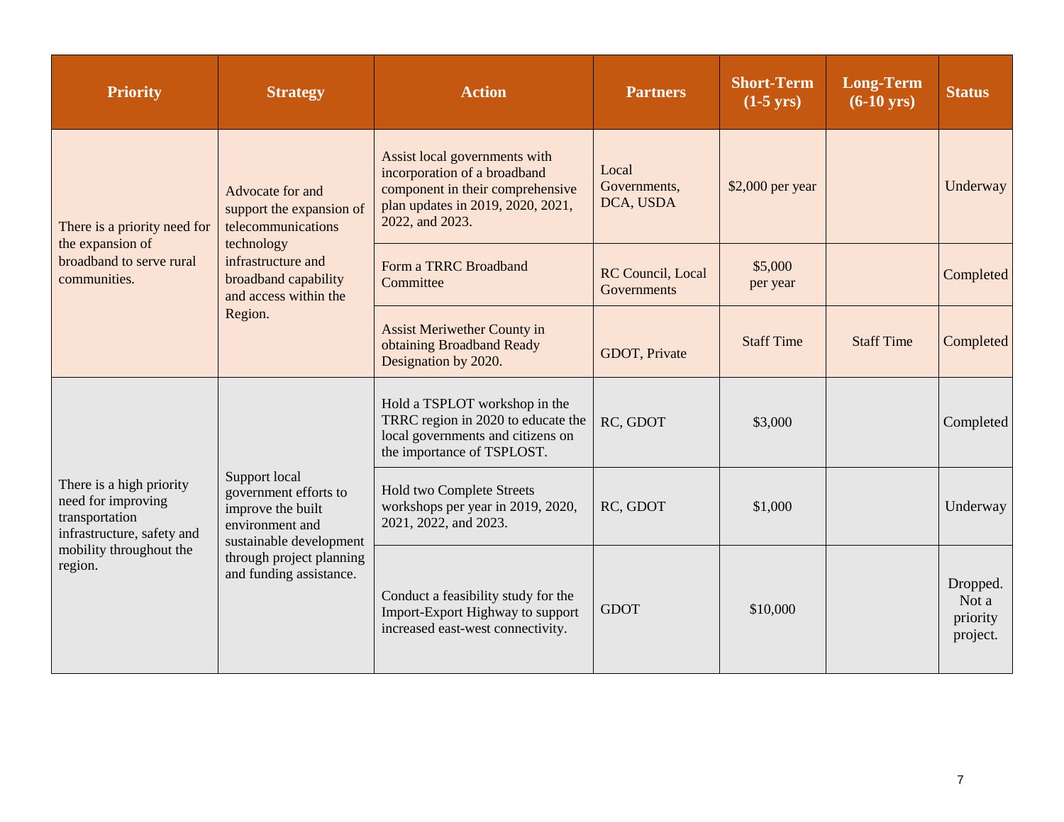| Priority | Strategy | Action | Partners | Short-Term (1-5 yrs) | Long-Term (6-10 yrs) | Status |
|---|---|---|---|---|---|---|
| There is a priority need for the expansion of broadband to serve rural communities. | Advocate for and support the expansion of telecommunications technology infrastructure and broadband capability and access within the Region. | Assist local governments with incorporation of a broadband component in their comprehensive plan updates in 2019, 2020, 2021, 2022, and 2023. | Local Governments, DCA, USDA | $2,000 per year | | Underway |
| | | Form a TRRC Broadband Committee | RC Council, Local Governments | $5,000 per year | | Completed |
| | | Assist Meriwether County in obtaining Broadband Ready Designation by 2020. | GDOT, Private | Staff Time | Staff Time | Completed |
| There is a high priority need for improving transportation infrastructure, safety and mobility throughout the region. | Support local government efforts to improve the built environment and sustainable development through project planning and funding assistance. | Hold a TSPLOT workshop in the TRRC region in 2020 to educate the local governments and citizens on the importance of TSPLOST. | RC, GDOT | $3,000 | | Completed |
| | | Hold two Complete Streets workshops per year in 2019, 2020, 2021, 2022, and 2023. | RC, GDOT | $1,000 | | Underway |
| | | Conduct a feasibility study for the Import-Export Highway to support increased east-west connectivity. | GDOT | $10,000 | | Dropped. Not a priority project. |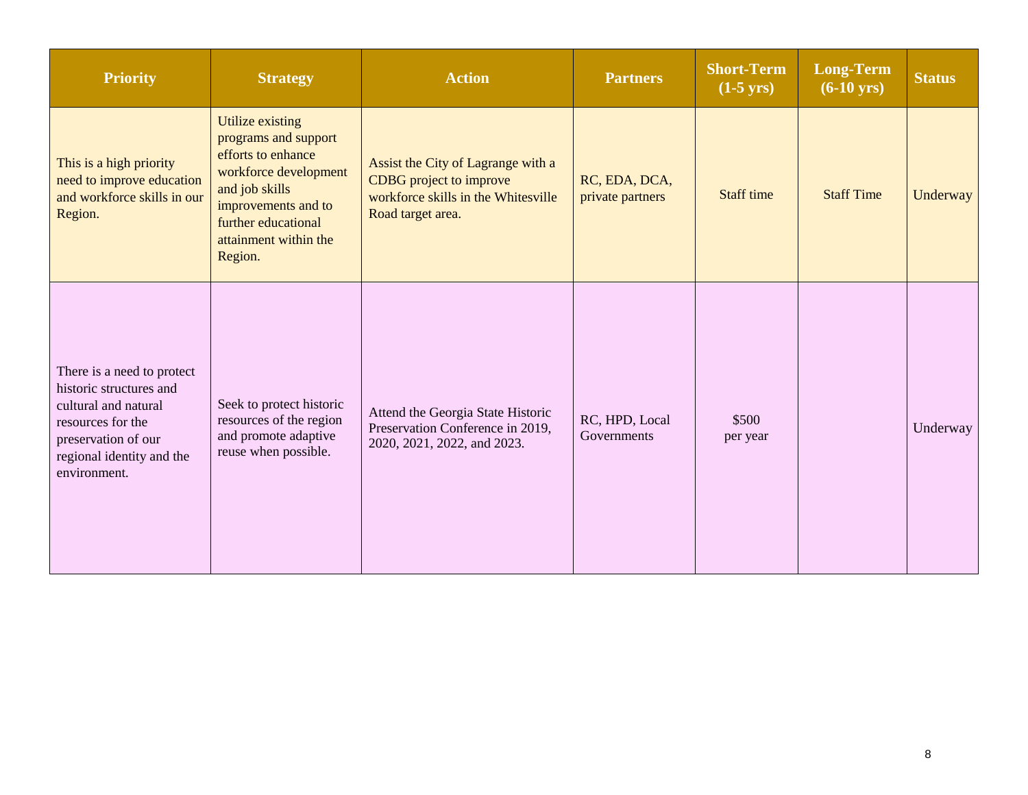| Priority | Strategy | Action | Partners | Short-Term (1-5 yrs) | Long-Term (6-10 yrs) | Status |
|---|---|---|---|---|---|---|
| This is a high priority need to improve education and workforce skills in our Region. | Utilize existing programs and support efforts to enhance workforce development and job skills improvements and to further educational attainment within the Region. | Assist the City of Lagrange with a CDBG project to improve workforce skills in the Whitesville Road target area. | RC, EDA, DCA, private partners | Staff time | Staff Time | Underway |
| There is a need to protect historic structures and cultural and natural resources for the preservation of our regional identity and the environment. | Seek to protect historic resources of the region and promote adaptive reuse when possible. | Attend the Georgia State Historic Preservation Conference in 2019, 2020, 2021, 2022, and 2023. | RC, HPD, Local Governments | $500 per year | | Underway |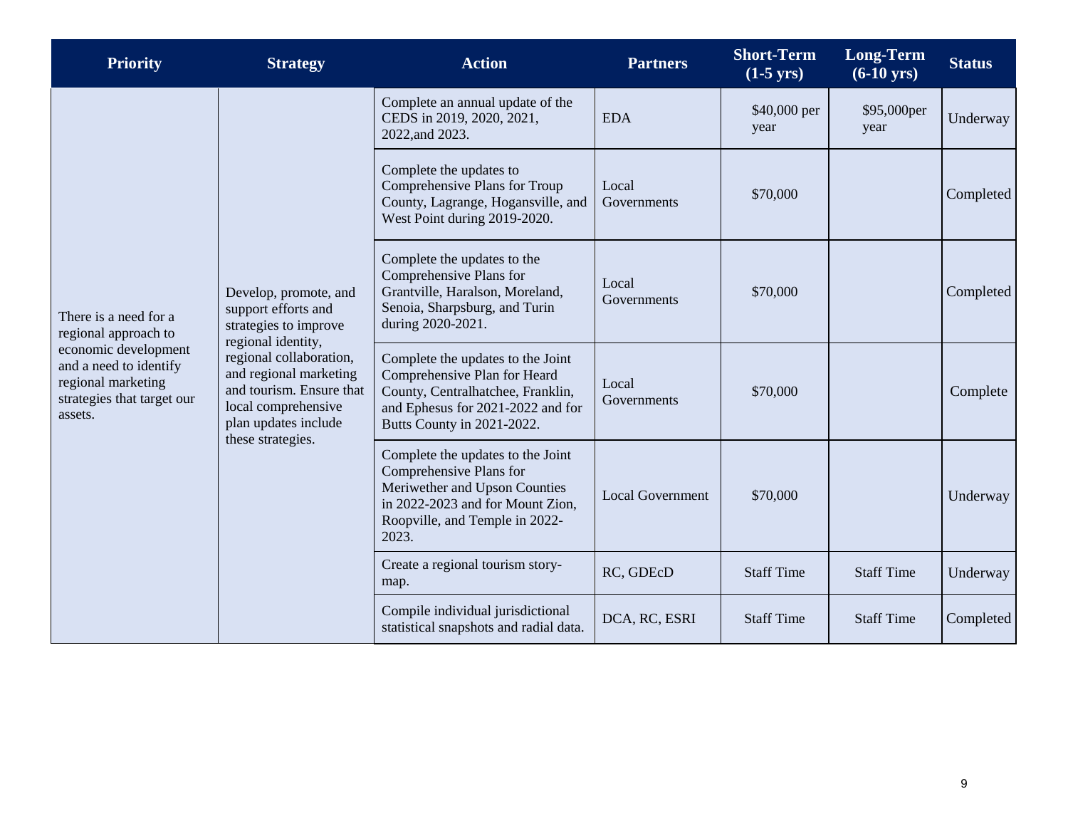| Priority | Strategy | Action | Partners | Short-Term (1-5 yrs) | Long-Term (6-10 yrs) | Status |
|---|---|---|---|---|---|---|
| There is a need for a regional approach to economic development and a need to identify regional marketing strategies that target our assets. | Develop, promote, and support efforts and strategies to improve regional identity, regional collaboration, and regional marketing and tourism. Ensure that local comprehensive plan updates include these strategies. | Complete an annual update of the CEDS in 2019, 2020, 2021, 2022,and 2023. | EDA | $40,000 per year | $95,000per year | Underway |
| | | Complete the updates to Comprehensive Plans for Troup County, Lagrange, Hogansville, and West Point during 2019-2020. | Local Governments | $70,000 | | Completed |
| | | Complete the updates to the Comprehensive Plans for Grantville, Haralson, Moreland, Senoia, Sharpsburg, and Turin during 2020-2021. | Local Governments | $70,000 | | Completed |
| | | Complete the updates to the Joint Comprehensive Plan for Heard County, Centralhatchee, Franklin, and Ephesus for 2021-2022 and for Butts County in 2021-2022. | Local Governments | $70,000 | | Complete |
| | | Complete the updates to the Joint Comprehensive Plans for Meriwether and Upson Counties in 2022-2023 and for Mount Zion, Roopville, and Temple in 2022-2023. | Local Government | $70,000 | | Underway |
| | | Create a regional tourism story-map. | RC, GDEcD | Staff Time | Staff Time | Underway |
| | | Compile individual jurisdictional statistical snapshots and radial data. | DCA, RC, ESRI | Staff Time | Staff Time | Completed |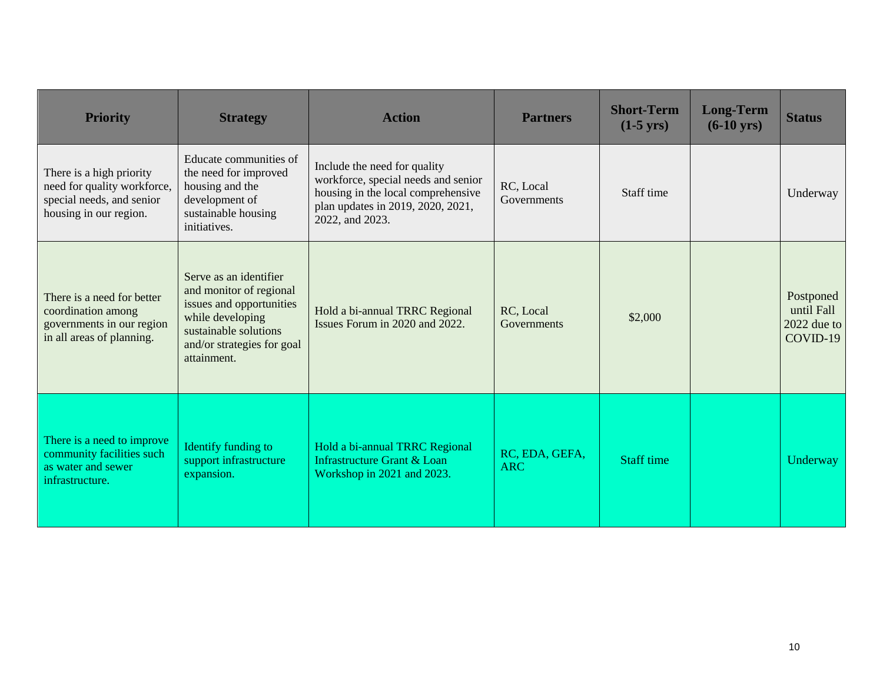| Priority | Strategy | Action | Partners | Short-Term (1-5 yrs) | Long-Term (6-10 yrs) | Status |
|---|---|---|---|---|---|---|
| There is a high priority need for quality workforce, special needs, and senior housing in our region. | Educate communities of the need for improved housing and the development of sustainable housing initiatives. | Include the need for quality workforce, special needs and senior housing in the local comprehensive plan updates in 2019, 2020, 2021, 2022, and 2023. | RC, Local Governments | Staff time | | Underway |
| There is a need for better coordination among governments in our region in all areas of planning. | Serve as an identifier and monitor of regional issues and opportunities while developing sustainable solutions and/or strategies for goal attainment. | Hold a bi-annual TRRC Regional Issues Forum in 2020 and 2022. | RC, Local Governments | $2,000 | | Postponed until Fall 2022 due to COVID-19 |
| There is a need to improve community facilities such as water and sewer infrastructure. | Identify funding to support infrastructure expansion. | Hold a bi-annual TRRC Regional Infrastructure Grant & Loan Workshop in 2021 and 2023. | RC, EDA, GEFA, ARC | Staff time | | Underway |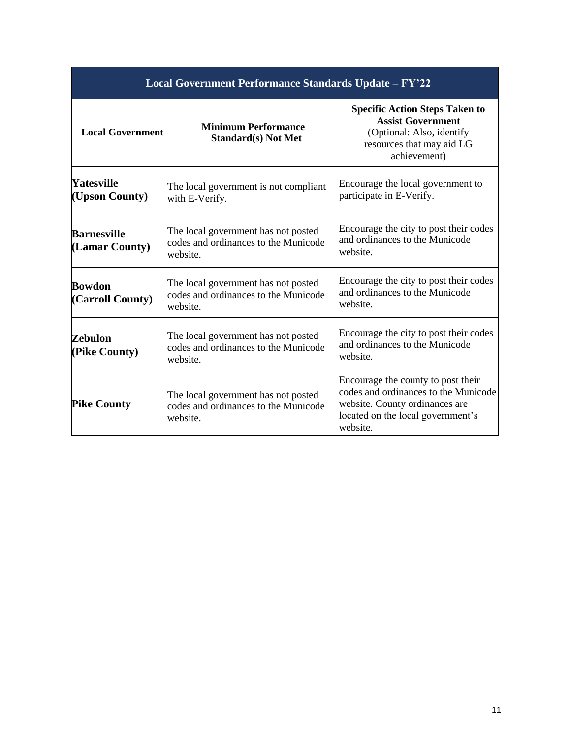| Local Government Performance Standards Update – FY'22 | | |
|---|---|---|
| **Local Government** | **Minimum Performance Standard(s) Not Met** | **Specific Action Steps Taken to Assist Government** (Optional: Also, identify resources that may aid LG achievement) |
| **Yatesville (Upson County)** | The local government is not compliant with E-Verify. | Encourage the local government to participate in E-Verify. |
| **Barnesville (Lamar County)** | The local government has not posted codes and ordinances to the Municode website. | Encourage the city to post their codes and ordinances to the Municode website. |
| **Bowdon (Carroll County)** | The local government has not posted codes and ordinances to the Municode website. | Encourage the city to post their codes and ordinances to the Municode website. |
| **Zebulon (Pike County)** | The local government has not posted codes and ordinances to the Municode website. | Encourage the city to post their codes and ordinances to the Municode website. |
| **Pike County** | The local government has not posted codes and ordinances to the Municode website. | Encourage the county to post their codes and ordinances to the Municode website. County ordinances are located on the local government's website. |